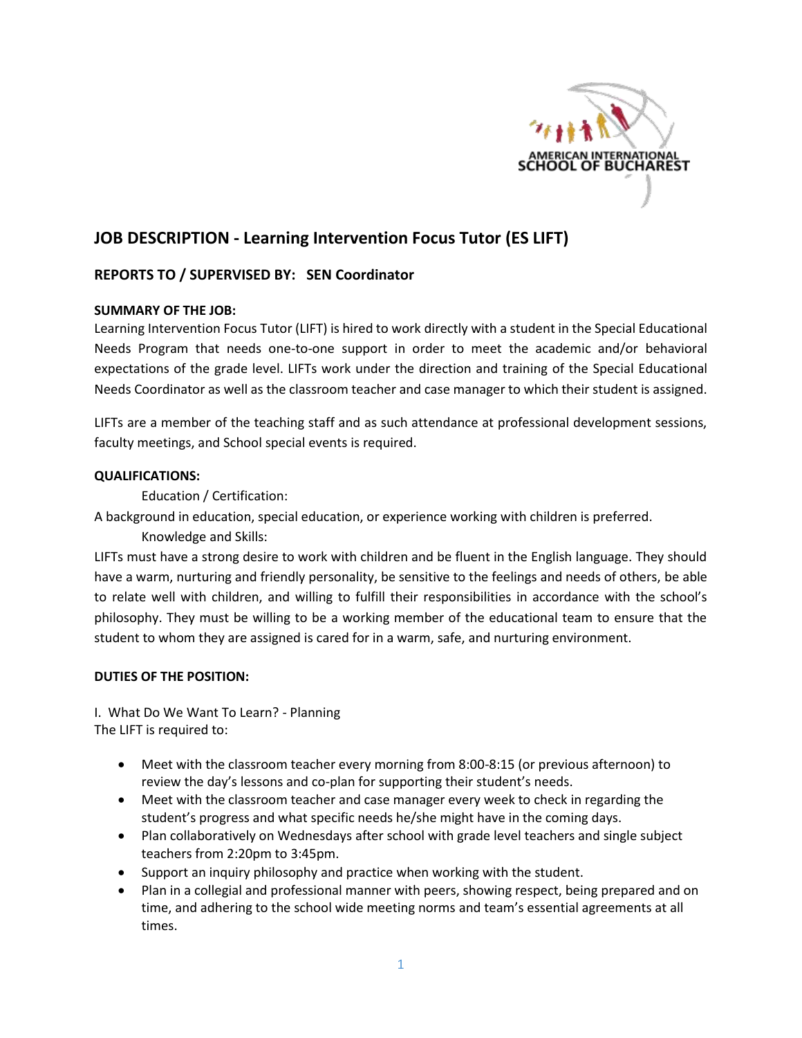# JOB DESCRIPTION - Learning Intervention Focus Tutor (ES LIFT)

## REPORTS TO / SUPERVISED BY: SEN Coordinator

**SUMMARY OF THE JOB:**

Learning Intervention Focus Tutor (LIFT) is hired to work directly with a student in the Special Educational Needs Program that needs one-to-one support in order to meet the academic and/or behavioral expectations of the grade level. LIFTs work under the direction and training of the Special Educational Needs Coordinator as well as the classroom teacher and case manager to which their student is assigned.

LIFTs are a member of the teaching staff and as such attendance at professional development sessions, faculty meetings, and School special events is required.

**QUALIFICATIONS:**

Education / Certification:

A background in education, special education, or experience working with children is preferred.

Knowledge and Skills:

LIFTs must have a strong desire to work with children and be fluent in the English language. They should have a warm, nurturing and friendly personality, be sensitive to the feelings and needs of others, be able to relate well with children, and willing to fulfill their responsibilities in accordance with the school's philosophy. They must be willing to be a working member of the educational team to ensure that the student to whom they are assigned is cared for in a warm, safe, and nurturing environment.

**DUTIES OF THE POSITION:**

I. What Do We Want To Learn? - Planning

The LIFT is required to:

- Meet with the classroom teacher every morning from 8:00-8:15 (or previous afternoon) to review the day's lessons and co-plan for supporting their student's needs.
- Meet with the classroom teacher and case manager every week to check in regarding the student's progress and what specific needs he/she might have in the coming days.
- Plan collaboratively on Wednesdays after school with grade level teachers and single subject teachers from 2:20pm to 3:45pm.
- Support an inquiry philosophy and practice when working with the student.
- Plan in a collegial and professional manner with peers, showing respect, being prepared and on time, and adhering to the school wide meeting norms and team's essential agreements at all times.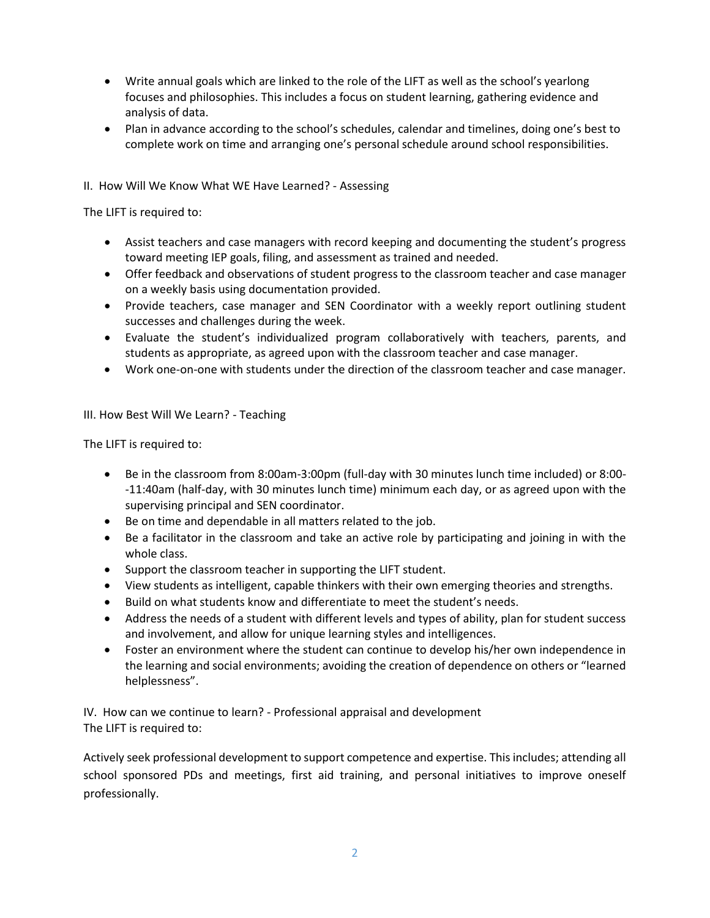- Write annual goals which are linked to the role of the LIFT as well as the school's yearlong focuses and philosophies. This includes a focus on student learning, gathering evidence and analysis of data.
- Plan in advance according to the school's schedules, calendar and timelines, doing one's best to complete work on time and arranging one's personal schedule around school responsibilities.

II. How Will We Know What WE Have Learned? - Assessing

The LIFT is required to:

- Assist teachers and case managers with record keeping and documenting the student's progress toward meeting IEP goals, filing, and assessment as trained and needed.
- Offer feedback and observations of student progress to the classroom teacher and case manager on a weekly basis using documentation provided.
- Provide teachers, case manager and SEN Coordinator with a weekly report outlining student successes and challenges during the week.
- Evaluate the student's individualized program collaboratively with teachers, parents, and students as appropriate, as agreed upon with the classroom teacher and case manager.
- Work one-on-one with students under the direction of the classroom teacher and case manager.

III. How Best Will We Learn? - Teaching

The LIFT is required to:

- Be in the classroom from 8:00am-3:00pm (full-day with 30 minutes lunch time included) or 8:00--11:40am (half-day, with 30 minutes lunch time) minimum each day, or as agreed upon with the supervising principal and SEN coordinator.
- Be on time and dependable in all matters related to the job.
- Be a facilitator in the classroom and take an active role by participating and joining in with the whole class.
- Support the classroom teacher in supporting the LIFT student.
- View students as intelligent, capable thinkers with their own emerging theories and strengths.
- Build on what students know and differentiate to meet the student's needs.
- Address the needs of a student with different levels and types of ability, plan for student success and involvement, and allow for unique learning styles and intelligences.
- Foster an environment where the student can continue to develop his/her own independence in the learning and social environments; avoiding the creation of dependence on others or "learned helplessness".

IV. How can we continue to learn? - Professional appraisal and development
The LIFT is required to:

Actively seek professional development to support competence and expertise. This includes; attending all school sponsored PDs and meetings, first aid training, and personal initiatives to improve oneself professionally.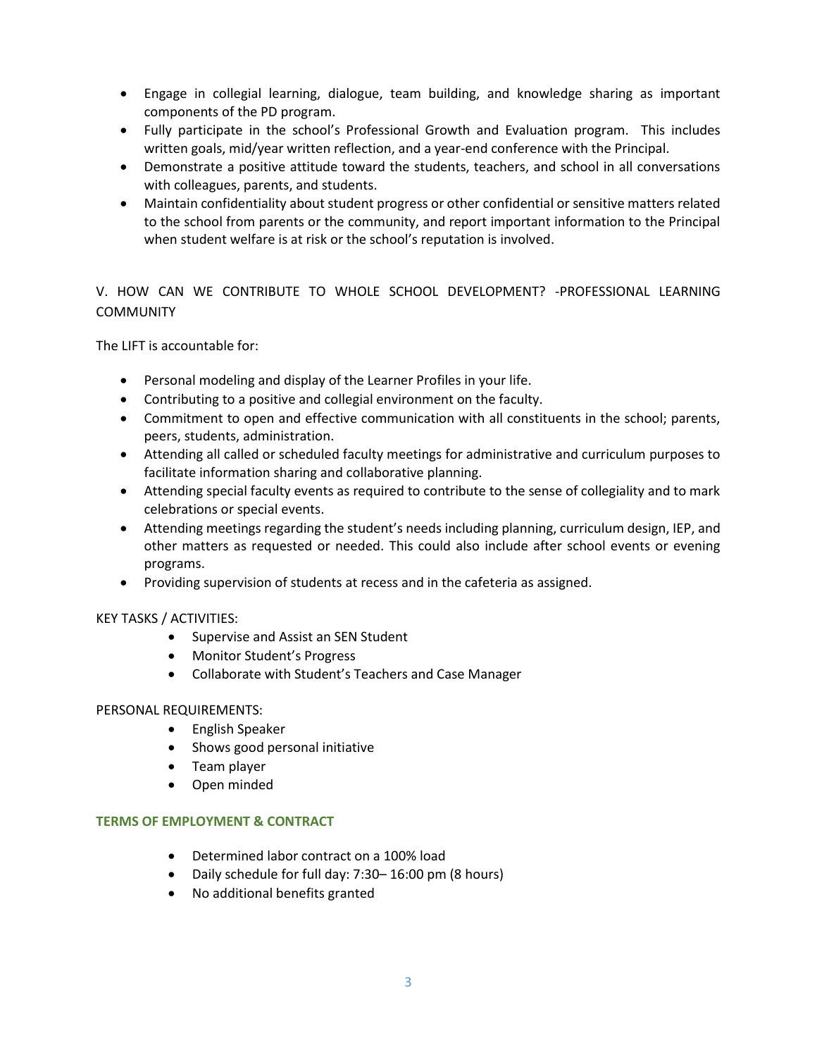- Engage in collegial learning, dialogue, team building, and knowledge sharing as important components of the PD program.
- Fully participate in the school's Professional Growth and Evaluation program. This includes written goals, mid/year written reflection, and a year-end conference with the Principal.
- Demonstrate a positive attitude toward the students, teachers, and school in all conversations with colleagues, parents, and students.
- Maintain confidentiality about student progress or other confidential or sensitive matters related to the school from parents or the community, and report important information to the Principal when student welfare is at risk or the school's reputation is involved.

## V. HOW CAN WE CONTRIBUTE TO WHOLE SCHOOL DEVELOPMENT? -PROFESSIONAL LEARNING COMMUNITY

The LIFT is accountable for:

- Personal modeling and display of the Learner Profiles in your life.
- Contributing to a positive and collegial environment on the faculty.
- Commitment to open and effective communication with all constituents in the school; parents, peers, students, administration.
- Attending all called or scheduled faculty meetings for administrative and curriculum purposes to facilitate information sharing and collaborative planning.
- Attending special faculty events as required to contribute to the sense of collegiality and to mark celebrations or special events.
- Attending meetings regarding the student's needs including planning, curriculum design, IEP, and other matters as requested or needed. This could also include after school events or evening programs.
- Providing supervision of students at recess and in the cafeteria as assigned.

KEY TASKS / ACTIVITIES:

- Supervise and Assist an SEN Student
- Monitor Student's Progress
- Collaborate with Student's Teachers and Case Manager

PERSONAL REQUIREMENTS:

- English Speaker
- Shows good personal initiative
- Team player
- Open minded

### TERMS OF EMPLOYMENT & CONTRACT

- Determined labor contract on a 100% load
- Daily schedule for full day: 7:30– 16:00 pm (8 hours)
- No additional benefits granted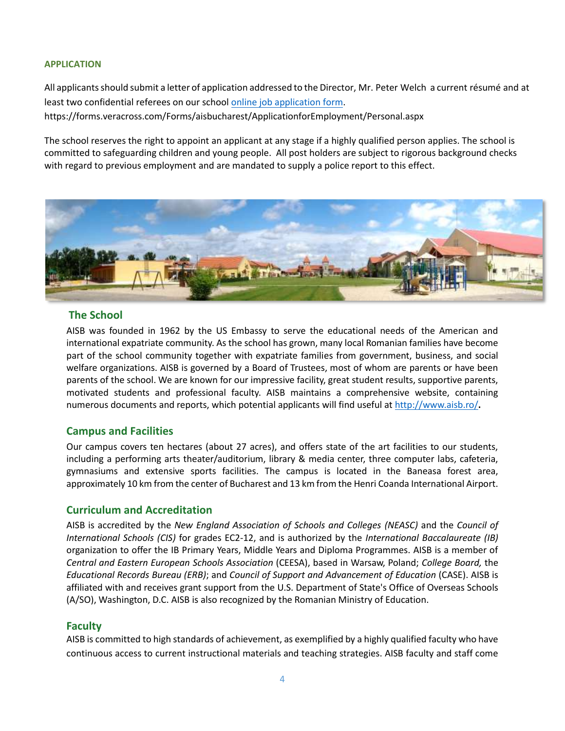**APPLICATION**

All applicants should submit a letter of application addressed to the Director, Mr. Peter Welch a current résumé and at least two confidential referees on our school [online job application form](https://forms.veracross.com/Forms/aisbucharest/ApplicationforEmployment/Personal.aspx).
https://forms.veracross.com/Forms/aisbucharest/ApplicationforEmployment/Personal.aspx

The school reserves the right to appoint an applicant at any stage if a highly qualified person applies. The school is committed to safeguarding children and young people. All post holders are subject to rigorous background checks with regard to previous employment and are mandated to supply a police report to this effect.

## The School

AISB was founded in 1962 by the US Embassy to serve the educational needs of the American and international expatriate community. As the school has grown, many local Romanian families have become part of the school community together with expatriate families from government, business, and social welfare organizations. AISB is governed by a Board of Trustees, most of whom are parents or have been parents of the school. We are known for our impressive facility, great student results, supportive parents, motivated students and professional faculty. AISB maintains a comprehensive website, containing numerous documents and reports, which potential applicants will find useful at [http://www.aisb.ro/](http://www.aisb.ro/)**.**

## Campus and Facilities

Our campus covers ten hectares (about 27 acres), and offers state of the art facilities to our students, including a performing arts theater/auditorium, library & media center, three computer labs, cafeteria, gymnasiums and extensive sports facilities. The campus is located in the Baneasa forest area, approximately 10 km from the center of Bucharest and 13 km from the Henri Coanda International Airport.

## Curriculum and Accreditation

AISB is accredited by the *New England Association of Schools and Colleges (NEASC)* and the *Council of International Schools (CIS)* for grades EC2-12, and is authorized by the *International Baccalaureate (IB)* organization to offer the IB Primary Years, Middle Years and Diploma Programmes. AISB is a member of *Central and Eastern European Schools Association* (CEESA), based in Warsaw, Poland; *College Board,* the *Educational Records Bureau (ERB)*; and *Council of Support and Advancement of Education* (CASE). AISB is affiliated with and receives grant support from the U.S. Department of State's Office of Overseas Schools (A/SO), Washington, D.C. AISB is also recognized by the Romanian Ministry of Education.

## Faculty

AISB is committed to high standards of achievement, as exemplified by a highly qualified faculty who have continuous access to current instructional materials and teaching strategies. AISB faculty and staff come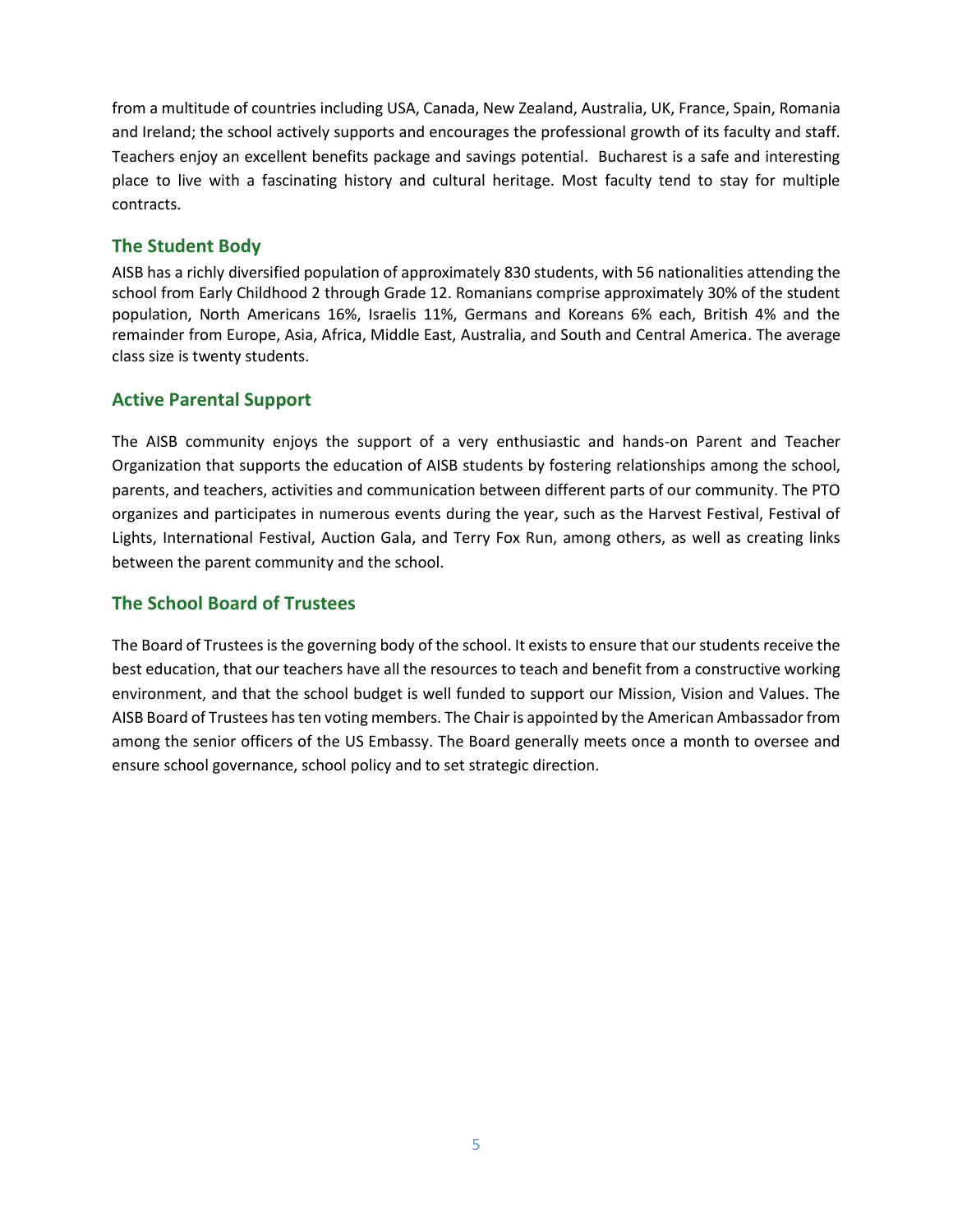from a multitude of countries including USA, Canada, New Zealand, Australia, UK, France, Spain, Romania and Ireland; the school actively supports and encourages the professional growth of its faculty and staff. Teachers enjoy an excellent benefits package and savings potential. Bucharest is a safe and interesting place to live with a fascinating history and cultural heritage. Most faculty tend to stay for multiple contracts.

## The Student Body

AISB has a richly diversified population of approximately 830 students, with 56 nationalities attending the school from Early Childhood 2 through Grade 12. Romanians comprise approximately 30% of the student population, North Americans 16%, Israelis 11%, Germans and Koreans 6% each, British 4% and the remainder from Europe, Asia, Africa, Middle East, Australia, and South and Central America. The average class size is twenty students.

## Active Parental Support

The AISB community enjoys the support of a very enthusiastic and hands-on Parent and Teacher Organization that supports the education of AISB students by fostering relationships among the school, parents, and teachers, activities and communication between different parts of our community. The PTO organizes and participates in numerous events during the year, such as the Harvest Festival, Festival of Lights, International Festival, Auction Gala, and Terry Fox Run, among others, as well as creating links between the parent community and the school.

## The School Board of Trustees

The Board of Trustees is the governing body of the school. It exists to ensure that our students receive the best education, that our teachers have all the resources to teach and benefit from a constructive working environment, and that the school budget is well funded to support our Mission, Vision and Values. The AISB Board of Trustees has ten voting members. The Chair is appointed by the American Ambassador from among the senior officers of the US Embassy. The Board generally meets once a month to oversee and ensure school governance, school policy and to set strategic direction.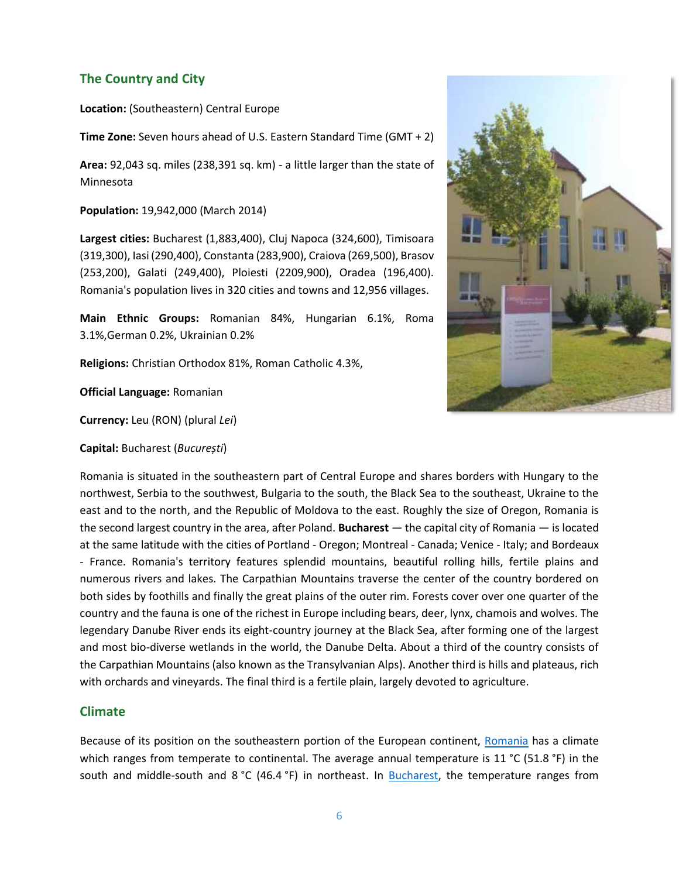## The Country and City

**Location:** (Southeastern) Central Europe

**Time Zone:** Seven hours ahead of U.S. Eastern Standard Time (GMT + 2)

**Area:** 92,043 sq. miles (238,391 sq. km) - a little larger than the state of Minnesota

**Population:** 19,942,000 (March 2014)

**Largest cities:** Bucharest (1,883,400), Cluj Napoca (324,600), Timisoara (319,300), Iasi (290,400), Constanta (283,900), Craiova (269,500), Brasov (253,200), Galati (249,400), Ploiesti (2209,900), Oradea (196,400). Romania's population lives in 320 cities and towns and 12,956 villages.

**Main Ethnic Groups:** Romanian 84%, Hungarian 6.1%, Roma 3.1%,German 0.2%, Ukrainian 0.2%

**Religions:** Christian Orthodox 81%, Roman Catholic 4.3%,

**Official Language:** Romanian

**Currency:** Leu (RON) (plural *Lei*)

**Capital:** Bucharest (*București*)

Romania is situated in the southeastern part of Central Europe and shares borders with Hungary to the northwest, Serbia to the southwest, Bulgaria to the south, the Black Sea to the southeast, Ukraine to the east and to the north, and the Republic of Moldova to the east. Roughly the size of Oregon, Romania is the second largest country in the area, after Poland. **Bucharest** — the capital city of Romania — is located at the same latitude with the cities of Portland - Oregon; Montreal - Canada; Venice - Italy; and Bordeaux - France. Romania's territory features splendid mountains, beautiful rolling hills, fertile plains and numerous rivers and lakes. The Carpathian Mountains traverse the center of the country bordered on both sides by foothills and finally the great plains of the outer rim. Forests cover over one quarter of the country and the fauna is one of the richest in Europe including bears, deer, lynx, chamois and wolves. The legendary Danube River ends its eight-country journey at the Black Sea, after forming one of the largest and most bio-diverse wetlands in the world, the Danube Delta. About a third of the country consists of the Carpathian Mountains (also known as the Transylvanian Alps). Another third is hills and plateaus, rich with orchards and vineyards. The final third is a fertile plain, largely devoted to agriculture.

## Climate

Because of its position on the southeastern portion of the European continent, Romania has a climate which ranges from temperate to continental. The average annual temperature is 11 °C (51.8 °F) in the south and middle-south and 8 °C (46.4 °F) in northeast. In Bucharest, the temperature ranges from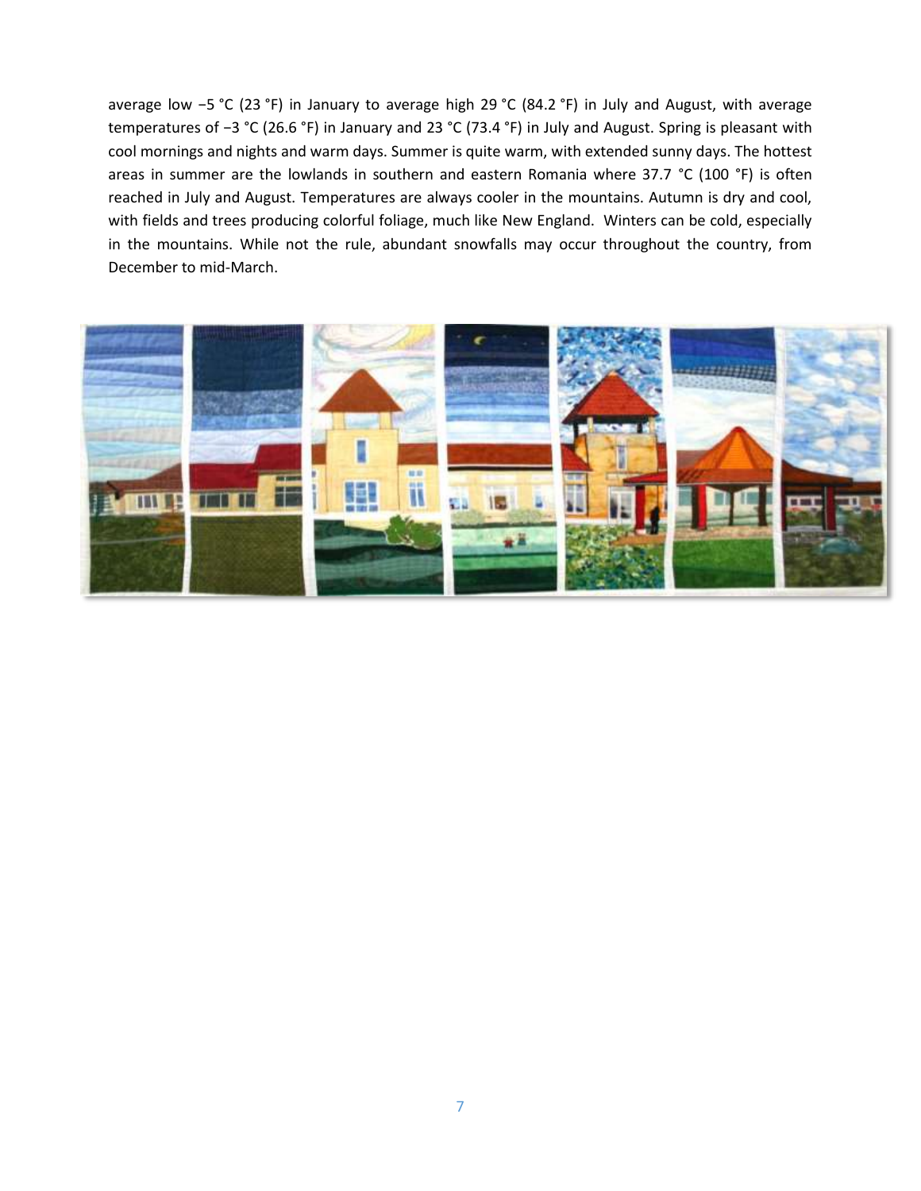average low −5 °C (23 °F) in January to average high 29 °C (84.2 °F) in July and August, with average temperatures of −3 °C (26.6 °F) in January and 23 °C (73.4 °F) in July and August. Spring is pleasant with cool mornings and nights and warm days. Summer is quite warm, with extended sunny days. The hottest areas in summer are the lowlands in southern and eastern Romania where 37.7 °C (100 °F) is often reached in July and August. Temperatures are always cooler in the mountains. Autumn is dry and cool, with fields and trees producing colorful foliage, much like New England. Winters can be cold, especially in the mountains. While not the rule, abundant snowfalls may occur throughout the country, from December to mid-March.